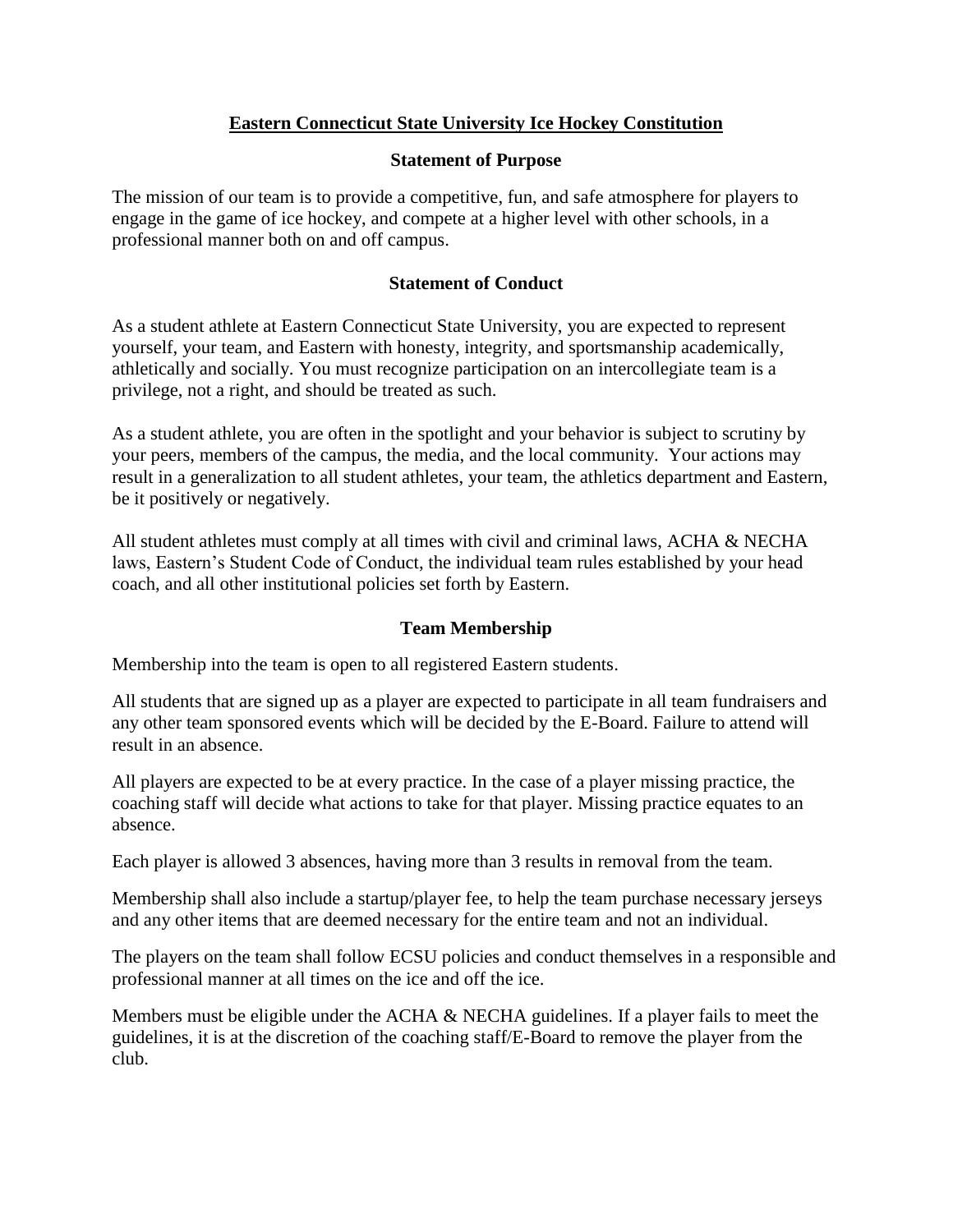# Eastern Connecticut State University Ice Hockey Constitution

## Statement of Purpose

The mission of our team is to provide a competitive, fun, and safe atmosphere for players to engage in the game of ice hockey, and compete at a higher level with other schools, in a professional manner both on and off campus.

## Statement of Conduct

As a student athlete at Eastern Connecticut State University, you are expected to represent yourself, your team, and Eastern with honesty, integrity, and sportsmanship academically, athletically and socially. You must recognize participation on an intercollegiate team is a privilege, not a right, and should be treated as such.

As a student athlete, you are often in the spotlight and your behavior is subject to scrutiny by your peers, members of the campus, the media, and the local community. Your actions may result in a generalization to all student athletes, your team, the athletics department and Eastern, be it positively or negatively.

All student athletes must comply at all times with civil and criminal laws, ACHA & NECHA laws, Eastern's Student Code of Conduct, the individual team rules established by your head coach, and all other institutional policies set forth by Eastern.

## Team Membership

Membership into the team is open to all registered Eastern students.

All students that are signed up as a player are expected to participate in all team fundraisers and any other team sponsored events which will be decided by the E-Board. Failure to attend will result in an absence.

All players are expected to be at every practice. In the case of a player missing practice, the coaching staff will decide what actions to take for that player. Missing practice equates to an absence.

Each player is allowed 3 absences, having more than 3 results in removal from the team.

Membership shall also include a startup/player fee, to help the team purchase necessary jerseys and any other items that are deemed necessary for the entire team and not an individual.

The players on the team shall follow ECSU policies and conduct themselves in a responsible and professional manner at all times on the ice and off the ice.

Members must be eligible under the ACHA & NECHA guidelines. If a player fails to meet the guidelines, it is at the discretion of the coaching staff/E-Board to remove the player from the club.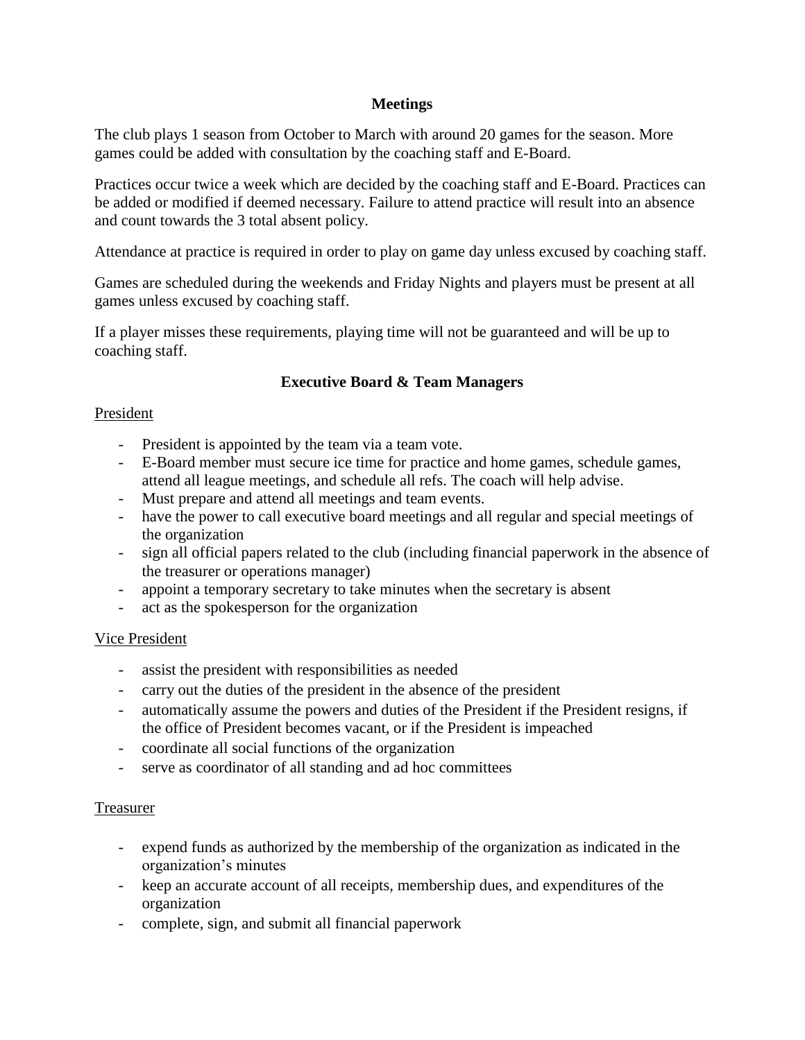## Meetings

The club plays 1 season from October to March with around 20 games for the season. More games could be added with consultation by the coaching staff and E-Board.

Practices occur twice a week which are decided by the coaching staff and E-Board. Practices can be added or modified if deemed necessary. Failure to attend practice will result into an absence and count towards the 3 total absent policy.

Attendance at practice is required in order to play on game day unless excused by coaching staff.

Games are scheduled during the weekends and Friday Nights and players must be present at all games unless excused by coaching staff.

If a player misses these requirements, playing time will not be guaranteed and will be up to coaching staff.

## Executive Board & Team Managers

### President

- President is appointed by the team via a team vote.
- E-Board member must secure ice time for practice and home games, schedule games, attend all league meetings, and schedule all refs. The coach will help advise.
- Must prepare and attend all meetings and team events.
- have the power to call executive board meetings and all regular and special meetings of the organization
- sign all official papers related to the club (including financial paperwork in the absence of the treasurer or operations manager)
- appoint a temporary secretary to take minutes when the secretary is absent
- act as the spokesperson for the organization

### Vice President

- assist the president with responsibilities as needed
- carry out the duties of the president in the absence of the president
- automatically assume the powers and duties of the President if the President resigns, if the office of President becomes vacant, or if the President is impeached
- coordinate all social functions of the organization
- serve as coordinator of all standing and ad hoc committees

### Treasurer

- expend funds as authorized by the membership of the organization as indicated in the organization's minutes
- keep an accurate account of all receipts, membership dues, and expenditures of the organization
- complete, sign, and submit all financial paperwork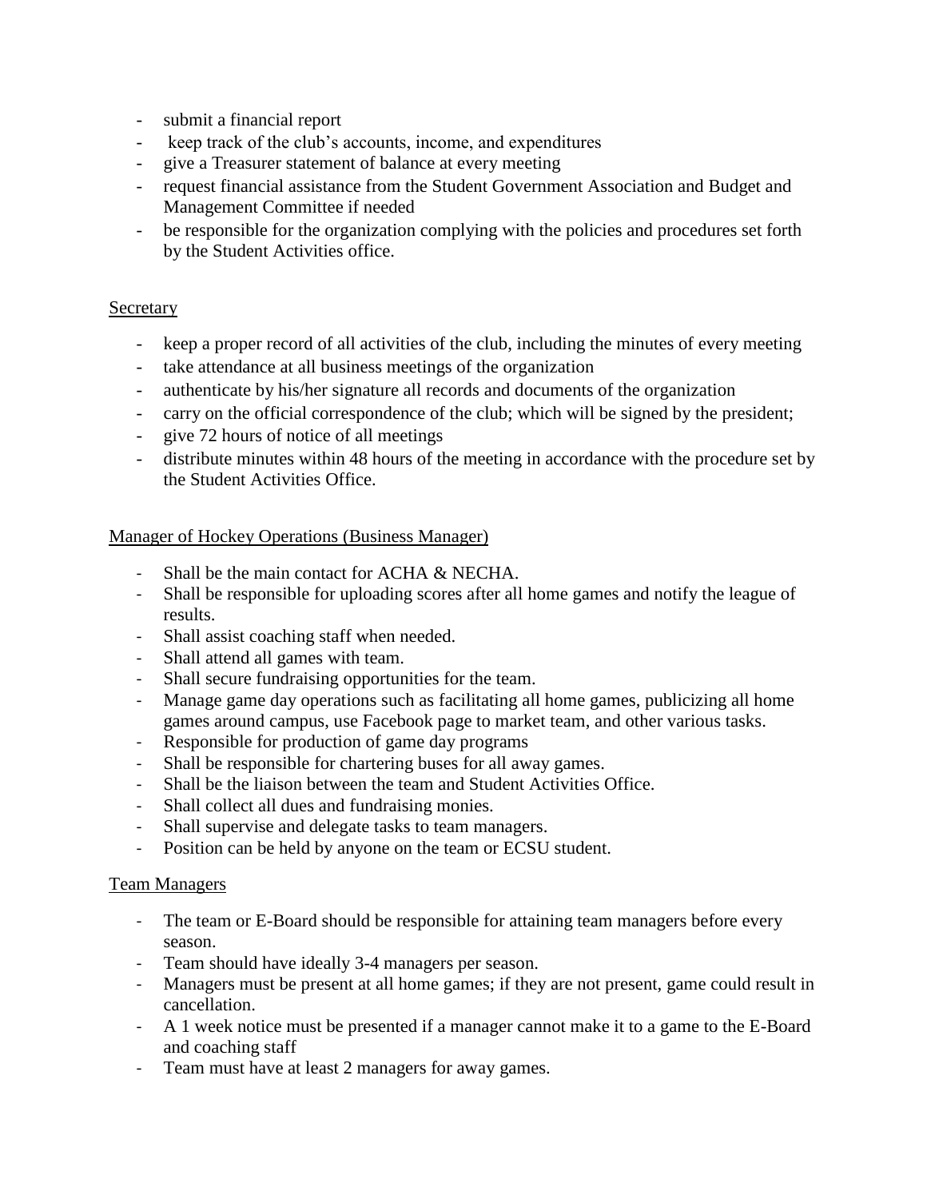- submit a financial report
- keep track of the club's accounts, income, and expenditures
- give a Treasurer statement of balance at every meeting
- request financial assistance from the Student Government Association and Budget and Management Committee if needed
- be responsible for the organization complying with the policies and procedures set forth by the Student Activities office.

Secretary

- keep a proper record of all activities of the club, including the minutes of every meeting
- take attendance at all business meetings of the organization
- authenticate by his/her signature all records and documents of the organization
- carry on the official correspondence of the club; which will be signed by the president;
- give 72 hours of notice of all meetings
- distribute minutes within 48 hours of the meeting in accordance with the procedure set by the Student Activities Office.

Manager of Hockey Operations (Business Manager)

- Shall be the main contact for ACHA & NECHA.
- Shall be responsible for uploading scores after all home games and notify the league of results.
- Shall assist coaching staff when needed.
- Shall attend all games with team.
- Shall secure fundraising opportunities for the team.
- Manage game day operations such as facilitating all home games, publicizing all home games around campus, use Facebook page to market team, and other various tasks.
- Responsible for production of game day programs
- Shall be responsible for chartering buses for all away games.
- Shall be the liaison between the team and Student Activities Office.
- Shall collect all dues and fundraising monies.
- Shall supervise and delegate tasks to team managers.
- Position can be held by anyone on the team or ECSU student.

Team Managers

- The team or E-Board should be responsible for attaining team managers before every season.
- Team should have ideally 3-4 managers per season.
- Managers must be present at all home games; if they are not present, game could result in cancellation.
- A 1 week notice must be presented if a manager cannot make it to a game to the E-Board and coaching staff
- Team must have at least 2 managers for away games.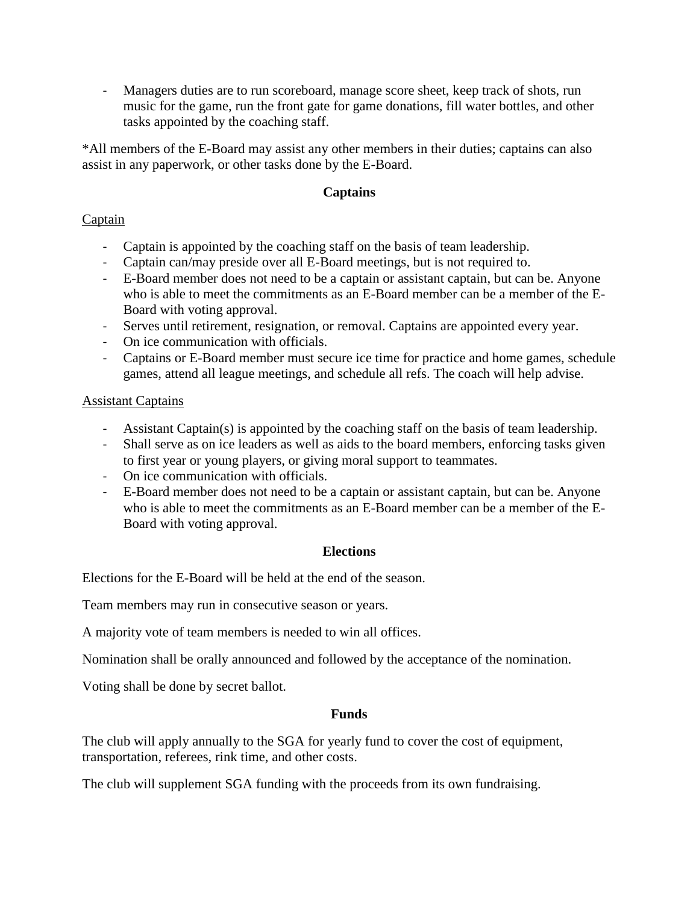- Managers duties are to run scoreboard, manage score sheet, keep track of shots, run music for the game, run the front gate for game donations, fill water bottles, and other tasks appointed by the coaching staff.

*All members of the E-Board may assist any other members in their duties; captains can also assist in any paperwork, or other tasks done by the E-Board.

## Captains

### Captain

- Captain is appointed by the coaching staff on the basis of team leadership.
- Captain can/may preside over all E-Board meetings, but is not required to.
- E-Board member does not need to be a captain or assistant captain, but can be. Anyone who is able to meet the commitments as an E-Board member can be a member of the E-Board with voting approval.
- Serves until retirement, resignation, or removal. Captains are appointed every year.
- On ice communication with officials.
- Captains or E-Board member must secure ice time for practice and home games, schedule games, attend all league meetings, and schedule all refs. The coach will help advise.

### Assistant Captains

- Assistant Captain(s) is appointed by the coaching staff on the basis of team leadership.
- Shall serve as on ice leaders as well as aids to the board members, enforcing tasks given to first year or young players, or giving moral support to teammates.
- On ice communication with officials.
- E-Board member does not need to be a captain or assistant captain, but can be. Anyone who is able to meet the commitments as an E-Board member can be a member of the E-Board with voting approval.

## Elections

Elections for the E-Board will be held at the end of the season.

Team members may run in consecutive season or years.

A majority vote of team members is needed to win all offices.

Nomination shall be orally announced and followed by the acceptance of the nomination.

Voting shall be done by secret ballot.

## Funds

The club will apply annually to the SGA for yearly fund to cover the cost of equipment, transportation, referees, rink time, and other costs.

The club will supplement SGA funding with the proceeds from its own fundraising.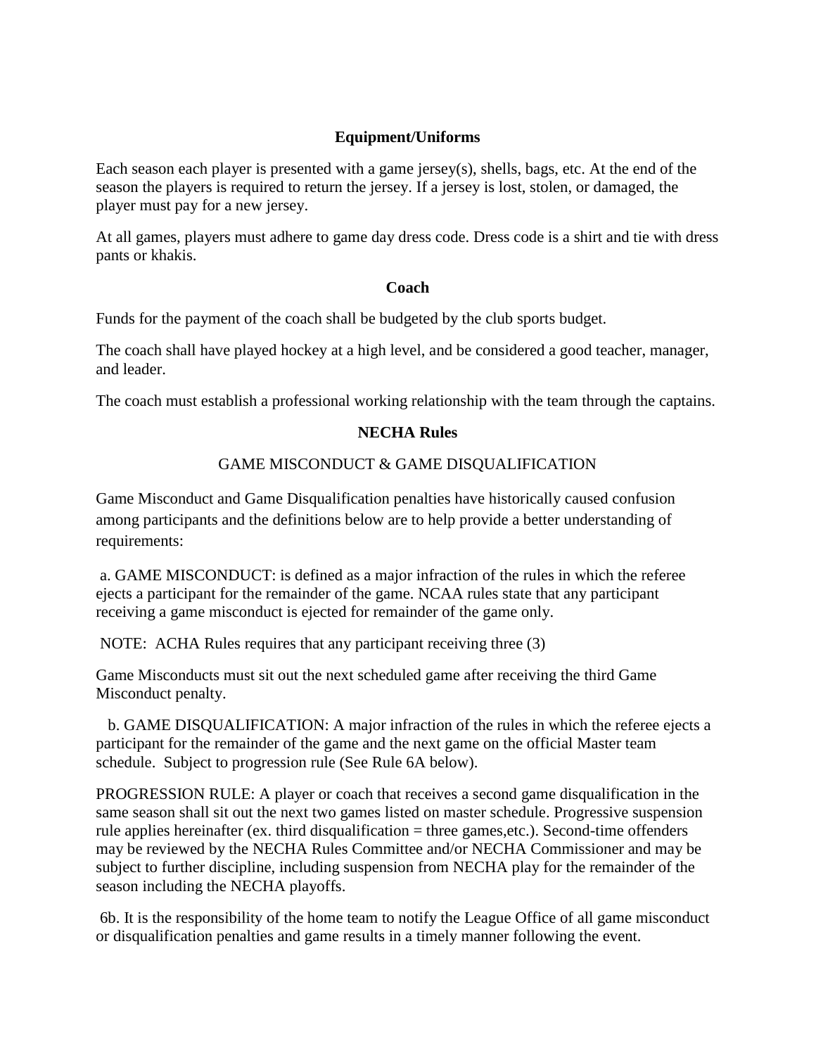## Equipment/Uniforms

Each season each player is presented with a game jersey(s), shells, bags, etc. At the end of the season the players is required to return the jersey. If a jersey is lost, stolen, or damaged, the player must pay for a new jersey.

At all games, players must adhere to game day dress code. Dress code is a shirt and tie with dress pants or khakis.

## Coach

Funds for the payment of the coach shall be budgeted by the club sports budget.

The coach shall have played hockey at a high level, and be considered a good teacher, manager, and leader.

The coach must establish a professional working relationship with the team through the captains.

## NECHA Rules

GAME MISCONDUCT & GAME DISQUALIFICATION

Game Misconduct and Game Disqualification penalties have historically caused confusion among participants and the definitions below are to help provide a better understanding of requirements:

a. GAME MISCONDUCT: is defined as a major infraction of the rules in which the referee ejects a participant for the remainder of the game. NCAA rules state that any participant receiving a game misconduct is ejected for remainder of the game only.

NOTE: ACHA Rules requires that any participant receiving three (3)

Game Misconducts must sit out the next scheduled game after receiving the third Game Misconduct penalty.

b. GAME DISQUALIFICATION: A major infraction of the rules in which the referee ejects a participant for the remainder of the game and the next game on the official Master team schedule. Subject to progression rule (See Rule 6A below).

PROGRESSION RULE: A player or coach that receives a second game disqualification in the same season shall sit out the next two games listed on master schedule. Progressive suspension rule applies hereinafter (ex. third disqualification = three games,etc.). Second-time offenders may be reviewed by the NECHA Rules Committee and/or NECHA Commissioner and may be subject to further discipline, including suspension from NECHA play for the remainder of the season including the NECHA playoffs.

6b. It is the responsibility of the home team to notify the League Office of all game misconduct or disqualification penalties and game results in a timely manner following the event.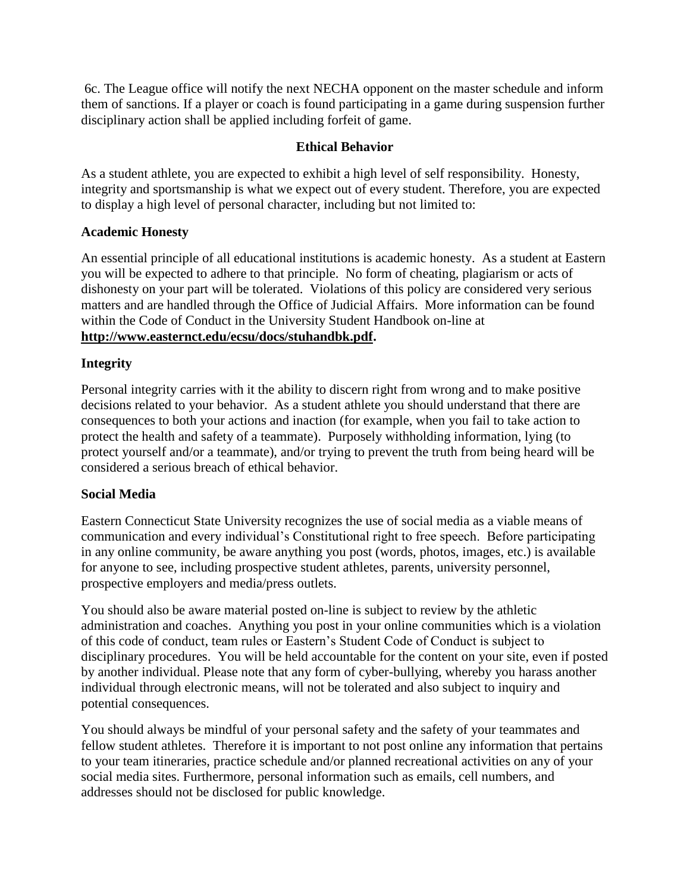6c. The League office will notify the next NECHA opponent on the master schedule and inform them of sanctions. If a player or coach is found participating in a game during suspension further disciplinary action shall be applied including forfeit of game.

## Ethical Behavior

As a student athlete, you are expected to exhibit a high level of self responsibility. Honesty, integrity and sportsmanship is what we expect out of every student. Therefore, you are expected to display a high level of personal character, including but not limited to:

### Academic Honesty

An essential principle of all educational institutions is academic honesty. As a student at Eastern you will be expected to adhere to that principle. No form of cheating, plagiarism or acts of dishonesty on your part will be tolerated. Violations of this policy are considered very serious matters and are handled through the Office of Judicial Affairs. More information can be found within the Code of Conduct in the University Student Handbook on-line at **http://www.easternct.edu/ecsu/docs/stuhandbk.pdf.**

### Integrity

Personal integrity carries with it the ability to discern right from wrong and to make positive decisions related to your behavior. As a student athlete you should understand that there are consequences to both your actions and inaction (for example, when you fail to take action to protect the health and safety of a teammate). Purposely withholding information, lying (to protect yourself and/or a teammate), and/or trying to prevent the truth from being heard will be considered a serious breach of ethical behavior.

### Social Media

Eastern Connecticut State University recognizes the use of social media as a viable means of communication and every individual's Constitutional right to free speech. Before participating in any online community, be aware anything you post (words, photos, images, etc.) is available for anyone to see, including prospective student athletes, parents, university personnel, prospective employers and media/press outlets.

You should also be aware material posted on-line is subject to review by the athletic administration and coaches. Anything you post in your online communities which is a violation of this code of conduct, team rules or Eastern's Student Code of Conduct is subject to disciplinary procedures. You will be held accountable for the content on your site, even if posted by another individual. Please note that any form of cyber-bullying, whereby you harass another individual through electronic means, will not be tolerated and also subject to inquiry and potential consequences.

You should always be mindful of your personal safety and the safety of your teammates and fellow student athletes. Therefore it is important to not post online any information that pertains to your team itineraries, practice schedule and/or planned recreational activities on any of your social media sites. Furthermore, personal information such as emails, cell numbers, and addresses should not be disclosed for public knowledge.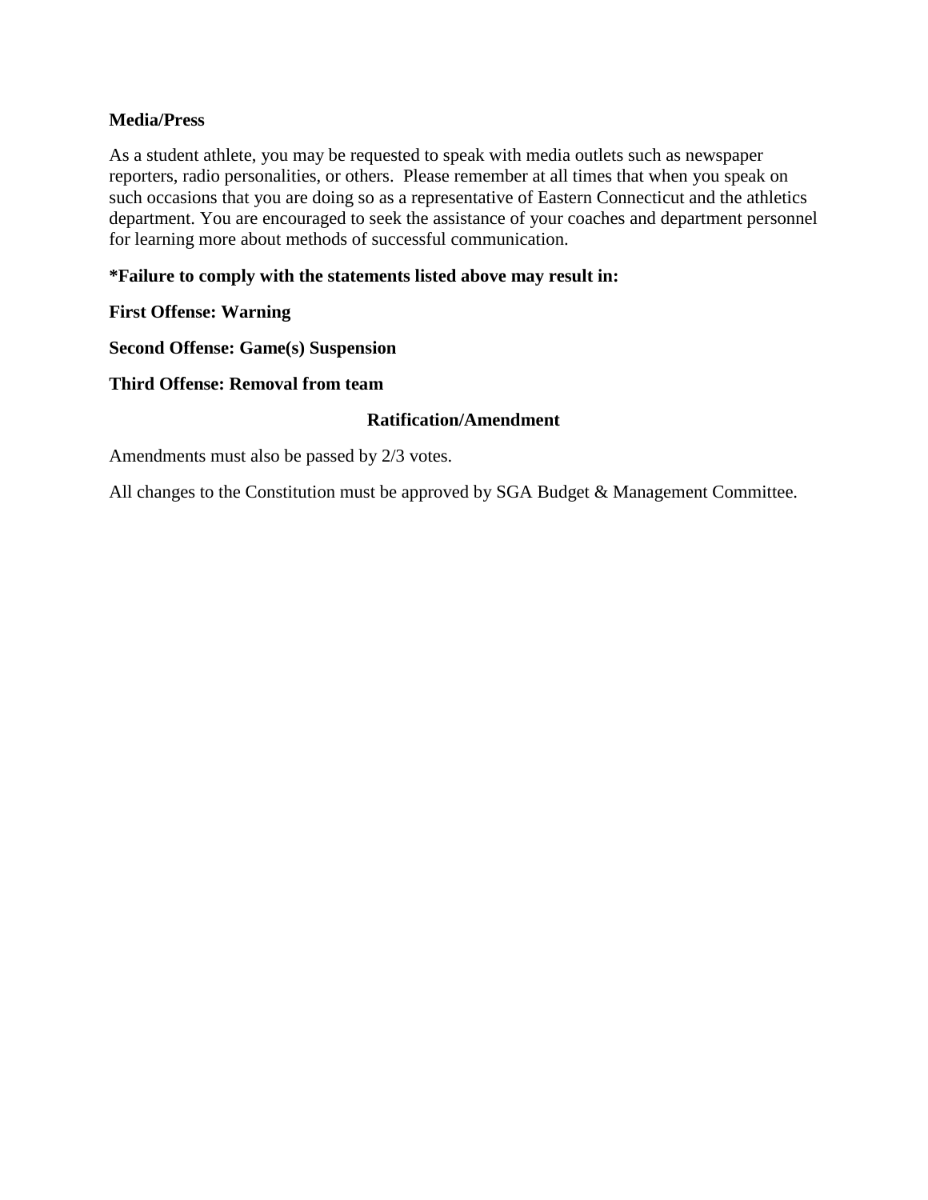**Media/Press**

As a student athlete, you may be requested to speak with media outlets such as newspaper reporters, radio personalities, or others. Please remember at all times that when you speak on such occasions that you are doing so as a representative of Eastern Connecticut and the athletics department. You are encouraged to seek the assistance of your coaches and department personnel for learning more about methods of successful communication.

**\*Failure to comply with the statements listed above may result in:**

**First Offense: Warning**

**Second Offense: Game(s) Suspension**

**Third Offense: Removal from team**

## Ratification/Amendment

Amendments must also be passed by 2/3 votes.

All changes to the Constitution must be approved by SGA Budget & Management Committee.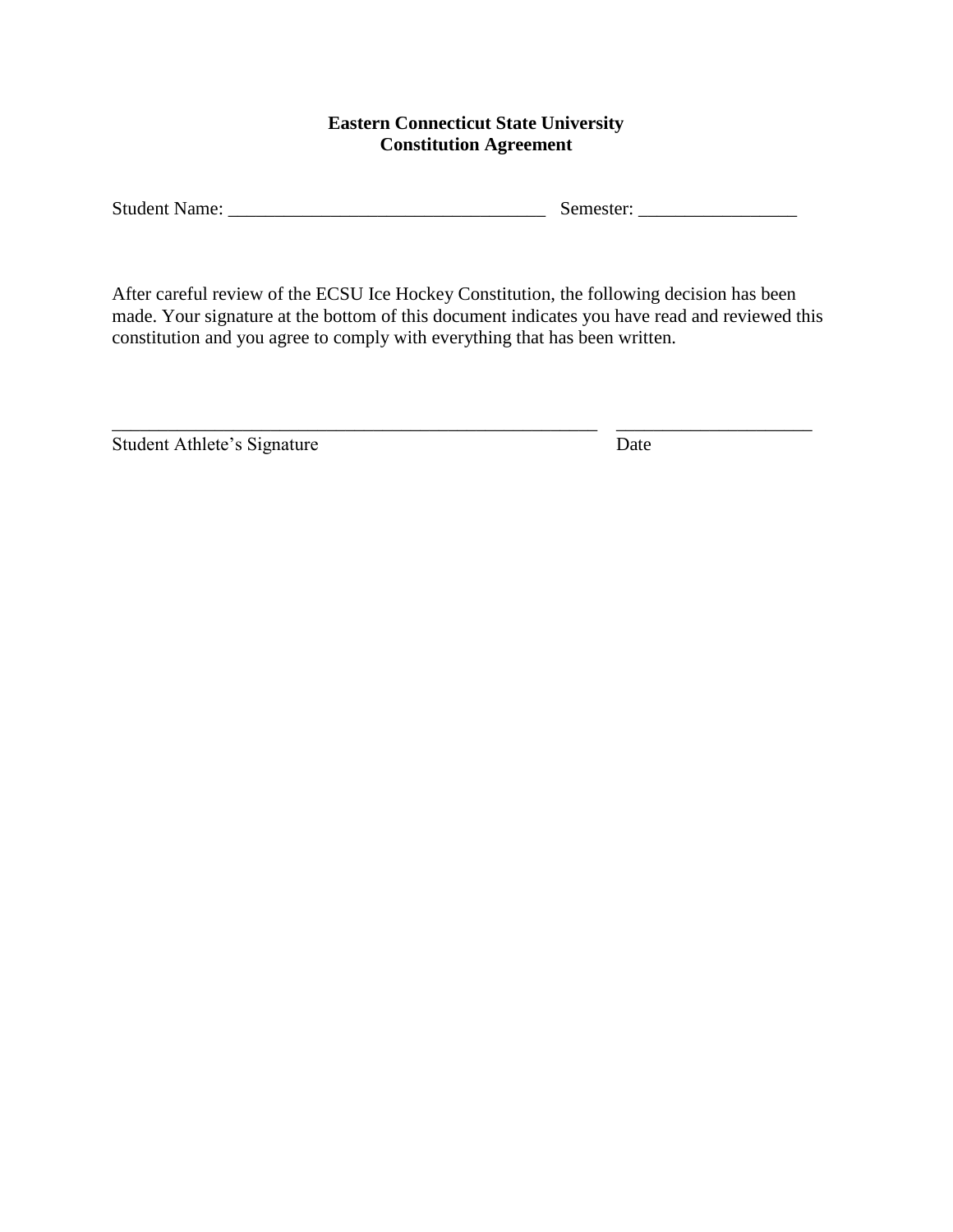**Eastern Connecticut State University**
**Constitution Agreement**

Student Name: __________________________________ Semester: _________________

After careful review of the ECSU Ice Hockey Constitution, the following decision has been made. Your signature at the bottom of this document indicates you have read and reviewed this constitution and you agree to comply with everything that has been written.

_______________________________________________________ _____________________

Student Athlete's Signature Date